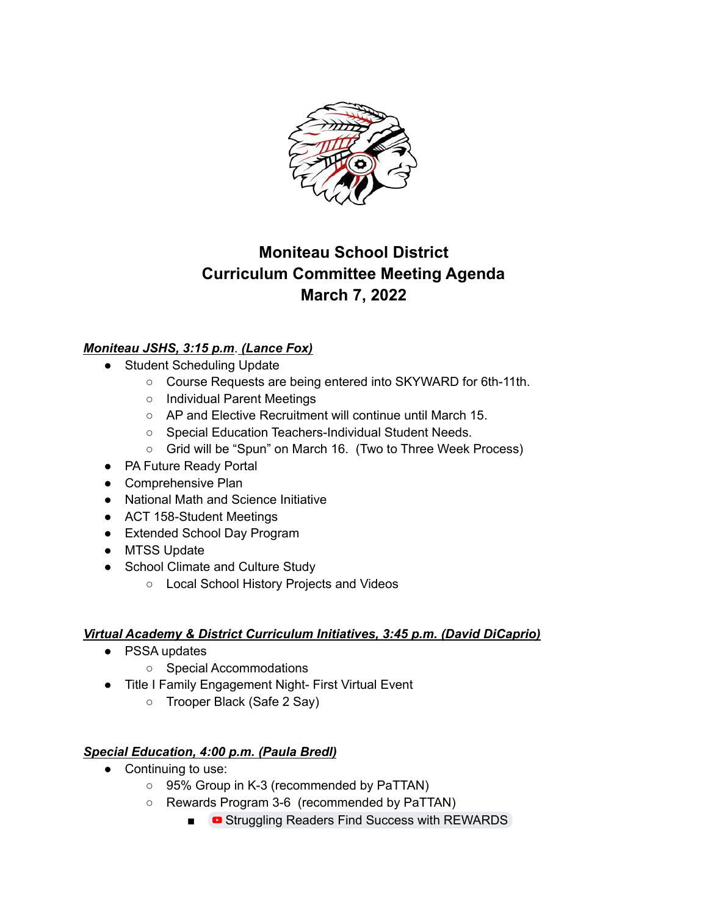# Moniteau School District
# Curriculum Committee Meeting Agenda
# March 7, 2022

***Moniteau JSHS, 3:15 p.m. (Lance Fox)***

- Student Scheduling Update
  - Course Requests are being entered into SKYWARD for 6th-11th.
  - Individual Parent Meetings
  - AP and Elective Recruitment will continue until March 15.
  - Special Education Teachers-Individual Student Needs.
  - Grid will be "Spun" on March 16. (Two to Three Week Process)
- PA Future Ready Portal
- Comprehensive Plan
- National Math and Science Initiative
- ACT 158-Student Meetings
- Extended School Day Program
- MTSS Update
- School Climate and Culture Study
  - Local School History Projects and Videos

***Virtual Academy & District Curriculum Initiatives, 3:45 p.m. (David DiCaprio)***

- PSSA updates
  - Special Accommodations
- Title I Family Engagement Night- First Virtual Event
  - Trooper Black (Safe 2 Say)

***Special Education, 4:00 p.m. (Paula Bredl)***

- Continuing to use:
  - 95% Group in K-3 (recommended by PaTTAN)
  - Rewards Program 3-6 (recommended by PaTTAN)
    - Struggling Readers Find Success with REWARDS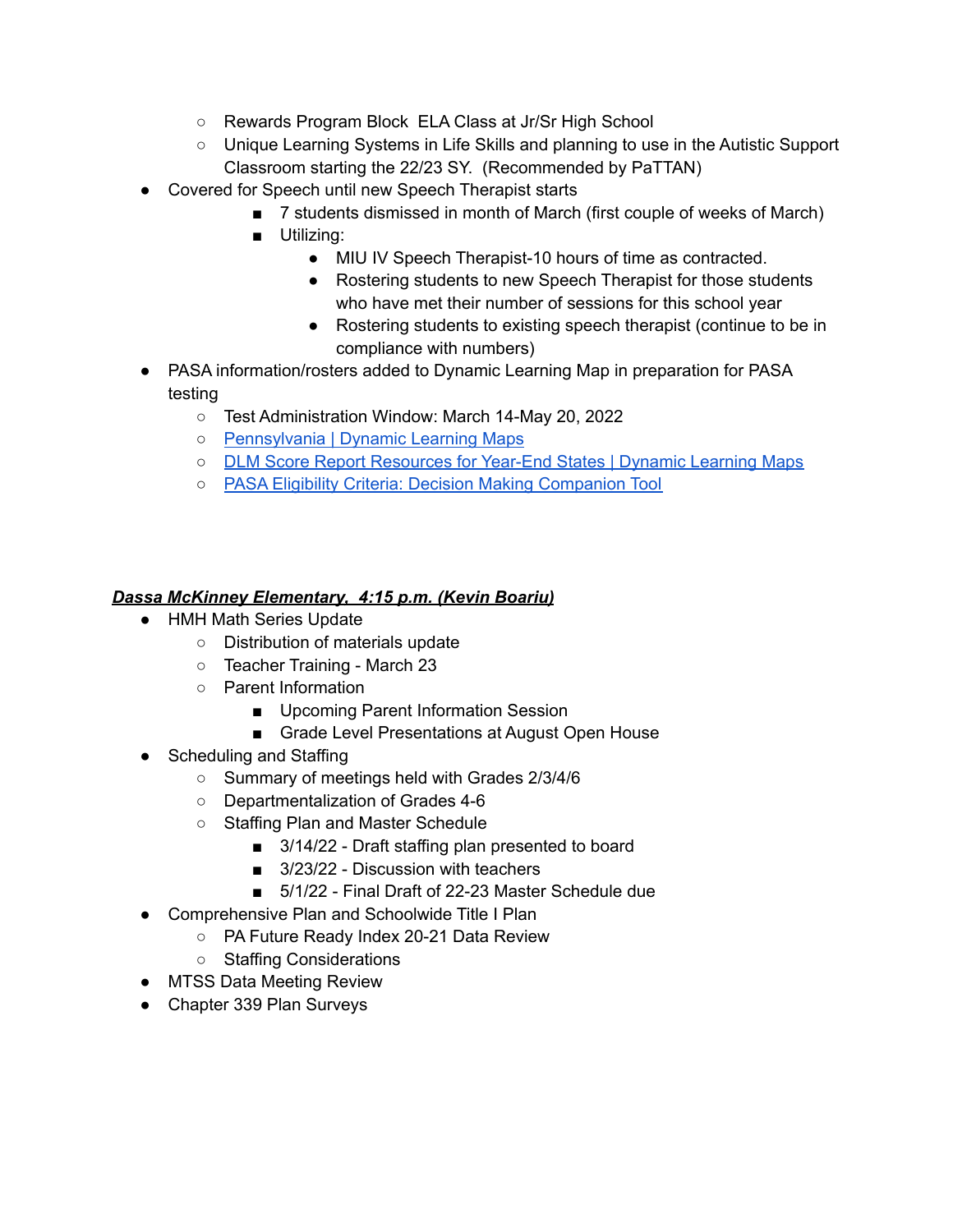- Rewards Program Block  ELA Class at Jr/Sr High School
    - Unique Learning Systems in Life Skills and planning to use in the Autistic Support Classroom starting the 22/23 SY.  (Recommended by PaTTAN)
- Covered for Speech until new Speech Therapist starts
        - 7 students dismissed in month of March (first couple of weeks of March)
        - Utilizing:
            - MIU IV Speech Therapist-10 hours of time as contracted.
            - Rostering students to new Speech Therapist for those students who have met their number of sessions for this school year
            - Rostering students to existing speech therapist (continue to be in compliance with numbers)
- PASA information/rosters added to Dynamic Learning Map in preparation for PASA testing
    - Test Administration Window: March 14-May 20, 2022
    - Pennsylvania | Dynamic Learning Maps
    - DLM Score Report Resources for Year-End States | Dynamic Learning Maps
    - PASA Eligibility Criteria: Decision Making Companion Tool

***Dassa McKinney Elementary, 4:15 p.m. (Kevin Boariu)***

- HMH Math Series Update
    - Distribution of materials update
    - Teacher Training - March 23
    - Parent Information
        - Upcoming Parent Information Session
        - Grade Level Presentations at August Open House
- Scheduling and Staffing
    - Summary of meetings held with Grades 2/3/4/6
    - Departmentalization of Grades 4-6
    - Staffing Plan and Master Schedule
        - 3/14/22 - Draft staffing plan presented to board
        - 3/23/22 - Discussion with teachers
        - 5/1/22 - Final Draft of 22-23 Master Schedule due
- Comprehensive Plan and Schoolwide Title I Plan
    - PA Future Ready Index 20-21 Data Review
    - Staffing Considerations
- MTSS Data Meeting Review
- Chapter 339 Plan Surveys